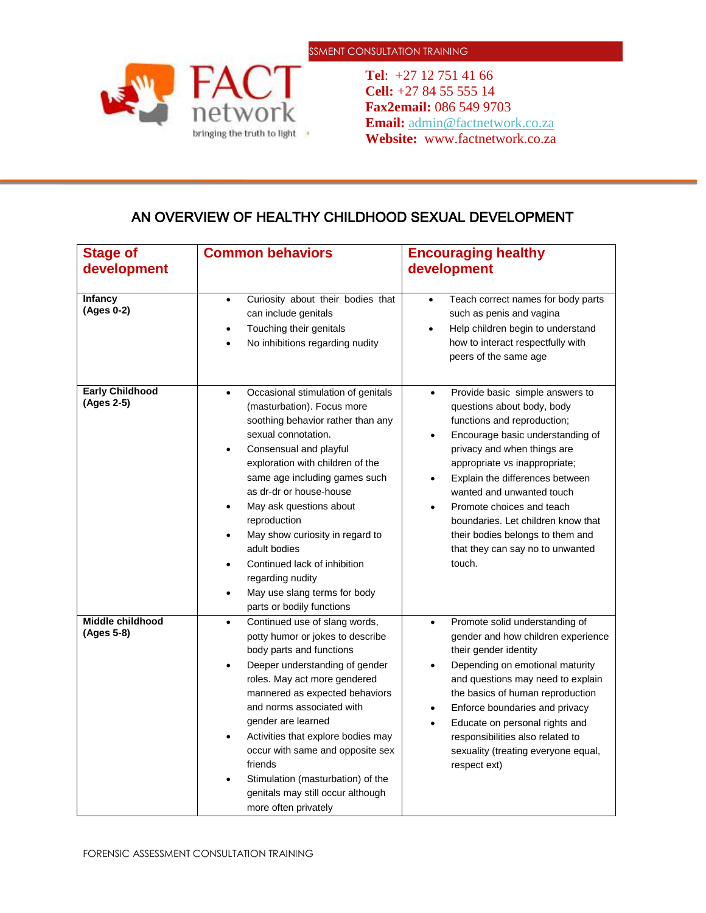FACT network

bringing the truth to light

**Tel**: +27 12 751 41 66
**Cell:** +27 84 55 555 14
**Fax2email:** 086 549 9703
**Email:** admin@factnetwork.co.za
**Website:** www.factnetwork.co.za

# AN OVERVIEW OF HEALTHY CHILDHOOD SEXUAL DEVELOPMENT

| Stage of development | Common behaviors | Encouraging healthy development |
|---|---|---|
| **Infancy (Ages 0-2)** | • Curiosity about their bodies that can include genitals<br>• Touching their genitals<br>• No inhibitions regarding nudity | • Teach correct names for body parts such as penis and vagina<br>• Help children begin to understand how to interact respectfully with peers of the same age |
| **Early Childhood (Ages 2-5)** | • Occasional stimulation of genitals (masturbation). Focus more soothing behavior rather than any sexual connotation.<br>• Consensual and playful exploration with children of the same age including games such as dr-dr or house-house<br>• May ask questions about reproduction<br>• May show curiosity in regard to adult bodies<br>• Continued lack of inhibition regarding nudity<br>• May use slang terms for body parts or bodily functions | • Provide basic simple answers to questions about body, body functions and reproduction;<br>• Encourage basic understanding of privacy and when things are appropriate vs inappropriate;<br>• Explain the differences between wanted and unwanted touch<br>• Promote choices and teach boundaries. Let children know that their bodies belongs to them and that they can say no to unwanted touch. |
| **Middle childhood (Ages 5-8)** | • Continued use of slang words, potty humor or jokes to describe body parts and functions<br>• Deeper understanding of gender roles. May act more gendered mannered as expected behaviors and norms associated with gender are learned<br>• Activities that explore bodies may occur with same and opposite sex friends<br>• Stimulation (masturbation) of the genitals may still occur although more often privately | • Promote solid understanding of gender and how children experience their gender identity<br>• Depending on emotional maturity and questions may need to explain the basics of human reproduction<br>• Enforce boundaries and privacy<br>• Educate on personal rights and responsibilities also related to sexuality (treating everyone equal, respect ext) |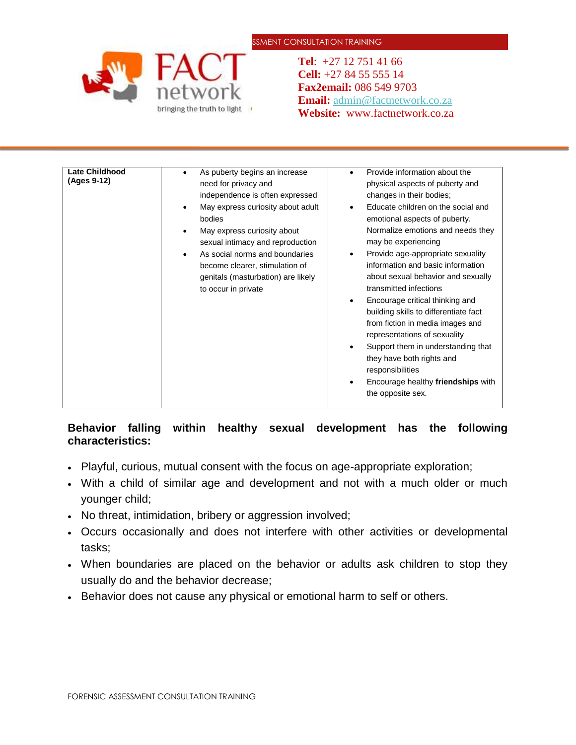| Late Childhood (Ages 9-12) | • As puberty begins an increase need for privacy and independence is often expressed<br>• May express curiosity about adult bodies<br>• May express curiosity about sexual intimacy and reproduction<br>• As social norms and boundaries become clearer, stimulation of genitals (masturbation) are likely to occur in private | • Provide information about the physical aspects of puberty and changes in their bodies;<br>• Educate children on the social and emotional aspects of puberty. Normalize emotions and needs they may be experiencing<br>• Provide age-appropriate sexuality information and basic information about sexual behavior and sexually transmitted infections<br>• Encourage critical thinking and building skills to differentiate fact from fiction in media images and representations of sexuality<br>• Support them in understanding that they have both rights and responsibilities<br>• Encourage healthy **friendships** with the opposite sex. |
|---|---|---|

**Behavior falling within healthy sexual development has the following characteristics:**

- Playful, curious, mutual consent with the focus on age-appropriate exploration;
- With a child of similar age and development and not with a much older or much younger child;
- No threat, intimidation, bribery or aggression involved;
- Occurs occasionally and does not interfere with other activities or developmental tasks;
- When boundaries are placed on the behavior or adults ask children to stop they usually do and the behavior decrease;
- Behavior does not cause any physical or emotional harm to self or others.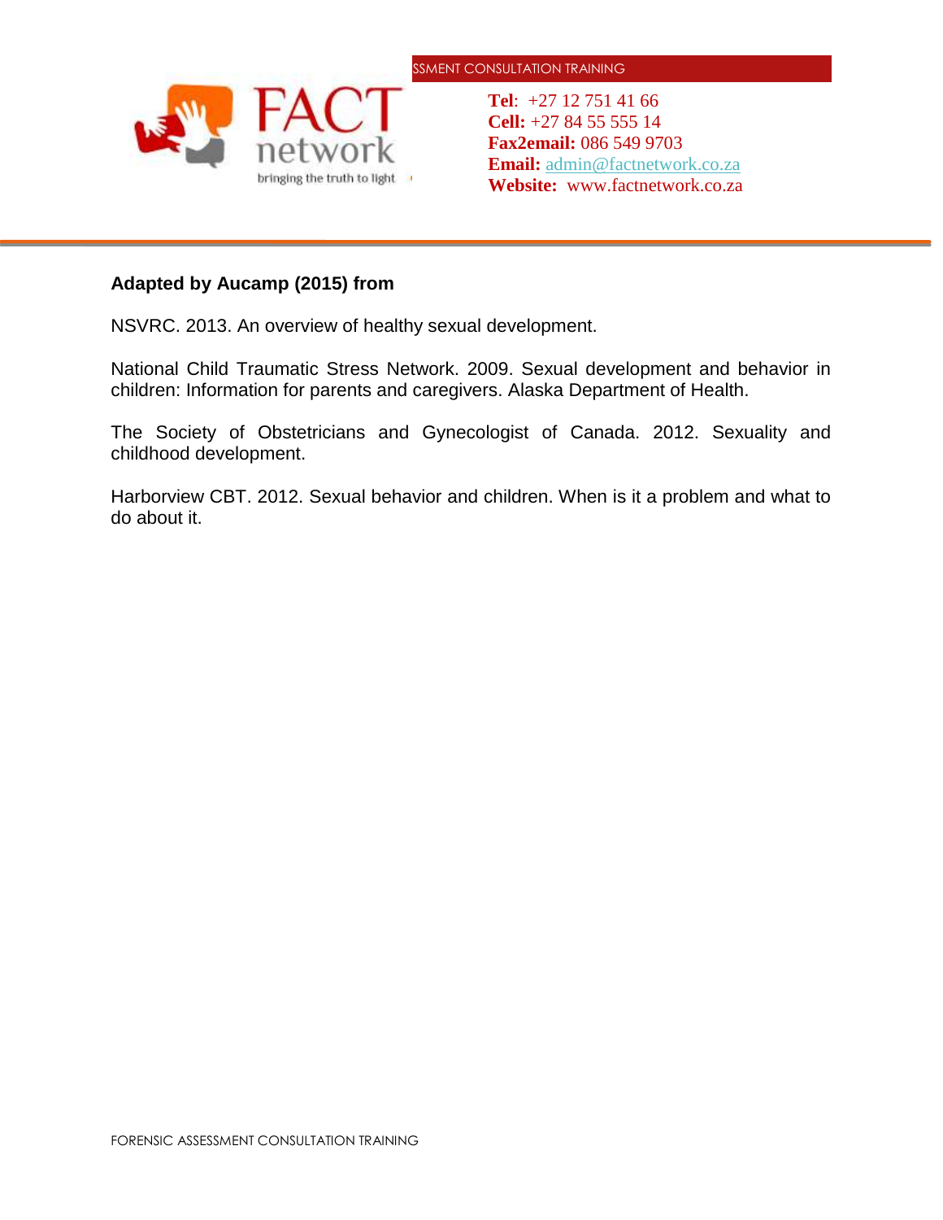**Adapted by Aucamp (2015) from**

NSVRC. 2013. An overview of healthy sexual development.

National Child Traumatic Stress Network. 2009. Sexual development and behavior in children: Information for parents and caregivers. Alaska Department of Health.

The Society of Obstetricians and Gynecologist of Canada. 2012. Sexuality and childhood development.

Harborview CBT. 2012. Sexual behavior and children. When is it a problem and what to do about it.